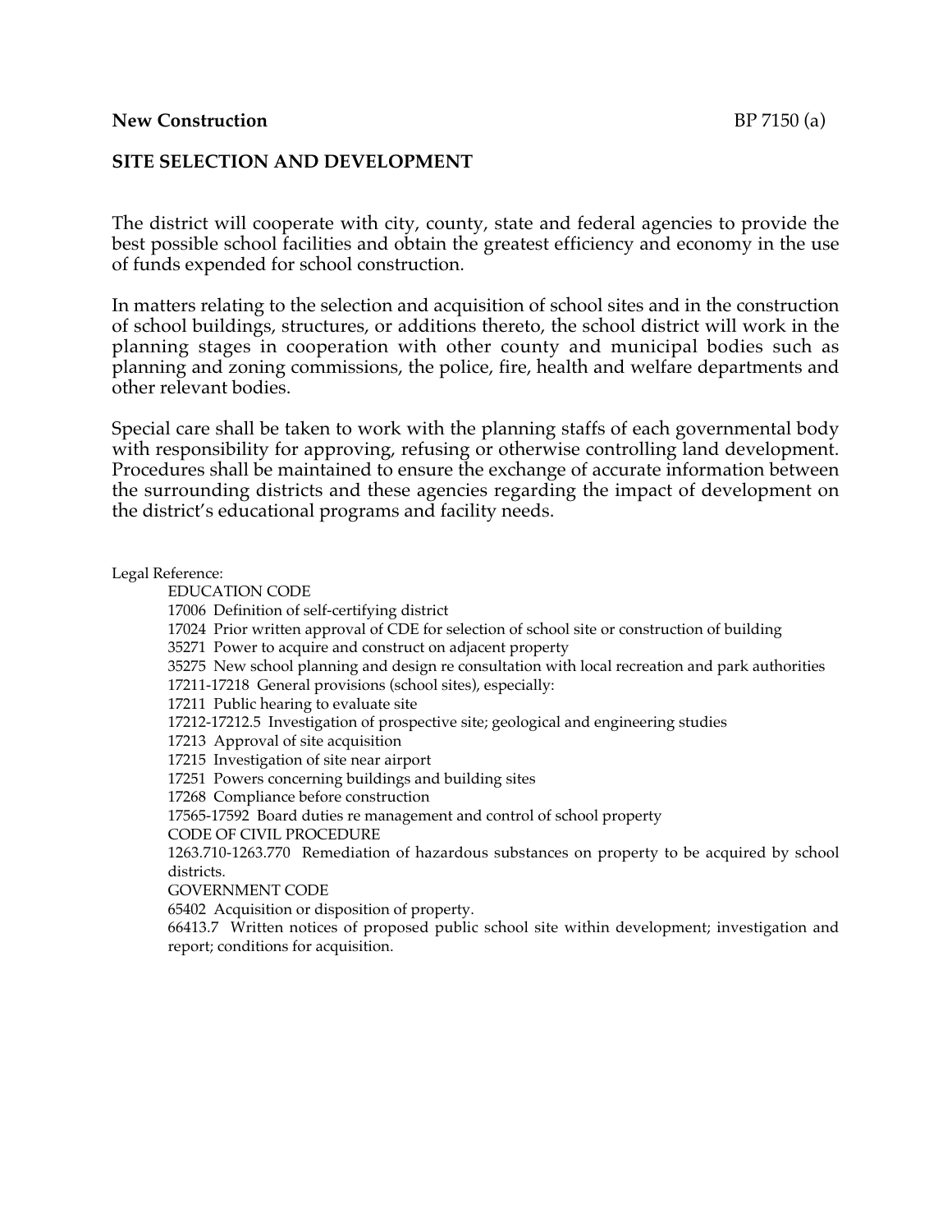**New Construction** BP 7150 (a)

## SITE SELECTION AND DEVELOPMENT

The district will cooperate with city, county, state and federal agencies to provide the best possible school facilities and obtain the greatest efficiency and economy in the use of funds expended for school construction.

In matters relating to the selection and acquisition of school sites and in the construction of school buildings, structures, or additions thereto, the school district will work in the planning stages in cooperation with other county and municipal bodies such as planning and zoning commissions, the police, fire, health and welfare departments and other relevant bodies.

Special care shall be taken to work with the planning staffs of each governmental body with responsibility for approving, refusing or otherwise controlling land development. Procedures shall be maintained to ensure the exchange of accurate information between the surrounding districts and these agencies regarding the impact of development on the district's educational programs and facility needs.

Legal Reference:

EDUCATION CODE

17006 Definition of self-certifying district

17024 Prior written approval of CDE for selection of school site or construction of building

35271 Power to acquire and construct on adjacent property

35275 New school planning and design re consultation with local recreation and park authorities

17211-17218 General provisions (school sites), especially:

17211 Public hearing to evaluate site

17212-17212.5 Investigation of prospective site; geological and engineering studies

17213 Approval of site acquisition

17215 Investigation of site near airport

17251 Powers concerning buildings and building sites

17268 Compliance before construction

17565-17592 Board duties re management and control of school property

CODE OF CIVIL PROCEDURE

1263.710-1263.770 Remediation of hazardous substances on property to be acquired by school districts.

GOVERNMENT CODE

65402 Acquisition or disposition of property.

66413.7 Written notices of proposed public school site within development; investigation and report; conditions for acquisition.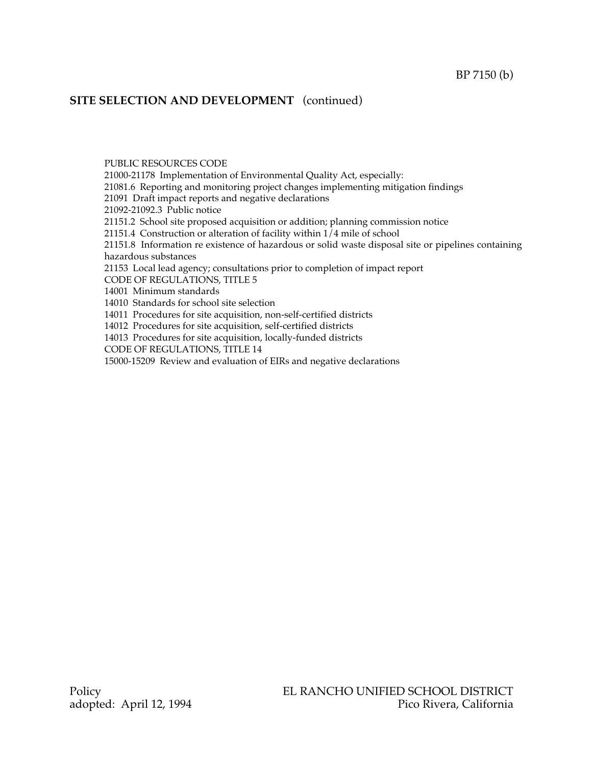## SITE SELECTION AND DEVELOPMENT (continued)

PUBLIC RESOURCES CODE
21000-21178 Implementation of Environmental Quality Act, especially:
21081.6 Reporting and monitoring project changes implementing mitigation findings
21091 Draft impact reports and negative declarations
21092-21092.3 Public notice
21151.2 School site proposed acquisition or addition; planning commission notice
21151.4 Construction or alteration of facility within 1/4 mile of school
21151.8 Information re existence of hazardous or solid waste disposal site or pipelines containing hazardous substances
21153 Local lead agency; consultations prior to completion of impact report
CODE OF REGULATIONS, TITLE 5
14001 Minimum standards
14010 Standards for school site selection
14011 Procedures for site acquisition, non-self-certified districts
14012 Procedures for site acquisition, self-certified districts
14013 Procedures for site acquisition, locally-funded districts
CODE OF REGULATIONS, TITLE 14
15000-15209 Review and evaluation of EIRs and negative declarations

Policy
adopted: April 12, 1994

EL RANCHO UNIFIED SCHOOL DISTRICT
Pico Rivera, California